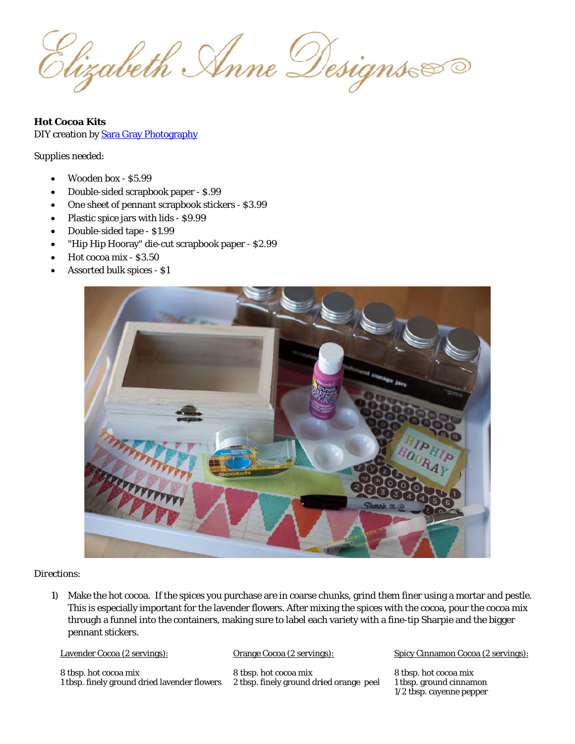Elizabeth Anne Designs

**Hot Cocoa Kits**
DIY creation by [Sara Gray Photography]

Supplies needed:

- Wooden box - $5.99
- Double-sided scrapbook paper - $.99
- One sheet of pennant scrapbook stickers - $3.99
- Plastic spice jars with lids - $9.99
- Double-sided tape - $1.99
- "Hip Hip Hooray" die-cut scrapbook paper - $2.99
- Hot cocoa mix - $3.50
- Assorted bulk spices - $1

*Directions:*

1) Make the hot cocoa. If the spices you purchase are in coarse chunks, grind them finer using a mortar and pestle. This is especially important for the lavender flowers. After mixing the spices with the cocoa, pour the cocoa mix through a funnel into the containers, making sure to label each variety with a fine-tip Sharpie and the bigger pennant stickers.

Lavender Cocoa (2 servings):

8 tbsp. hot cocoa mix
1 tbsp. finely ground dried lavender flowers

Orange Cocoa (2 servings):

8 tbsp. hot cocoa mix
2 tbsp. finely ground dried orange peel

Spicy Cinnamon Cocoa (2 servings):

8 tbsp. hot cocoa mix
1 tbsp. ground cinnamon
1/2 tbsp. cayenne pepper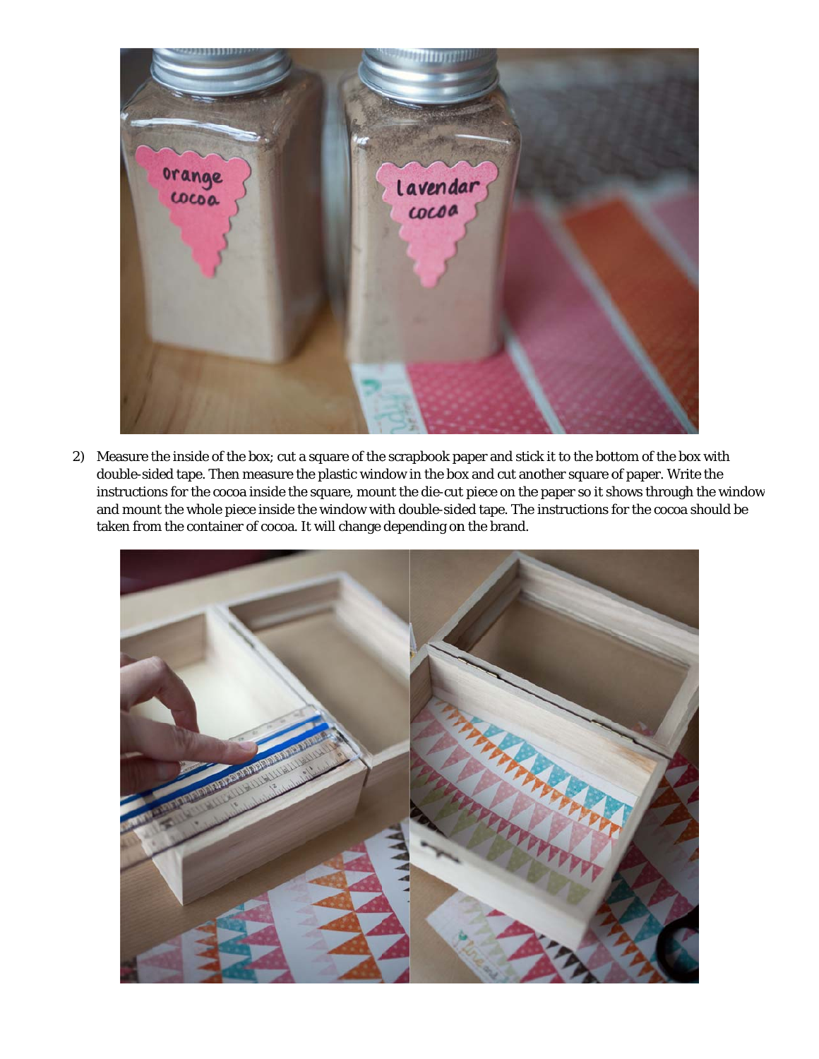2) Measure the inside of the box; cut a square of the scrapbook paper and stick it to the bottom of the box with double-sided tape. Then measure the plastic window in the box and cut another square of paper. Write the instructions for the cocoa inside the square, mount the die-cut piece on the paper so it shows through the window and mount the whole piece inside the window with double-sided tape. The instructions for the cocoa should be taken from the container of cocoa. It will change depending on the brand.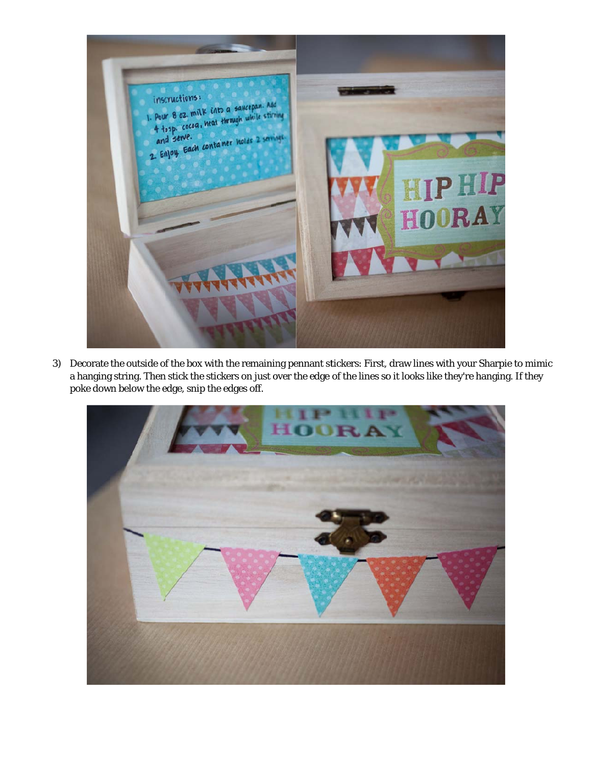3) Decorate the outside of the box with the remaining pennant stickers: First, draw lines with your Sharpie to mimic a hanging string. Then stick the stickers on just over the edge of the lines so it looks like they're hanging. If they poke down below the edge, snip the edges off.